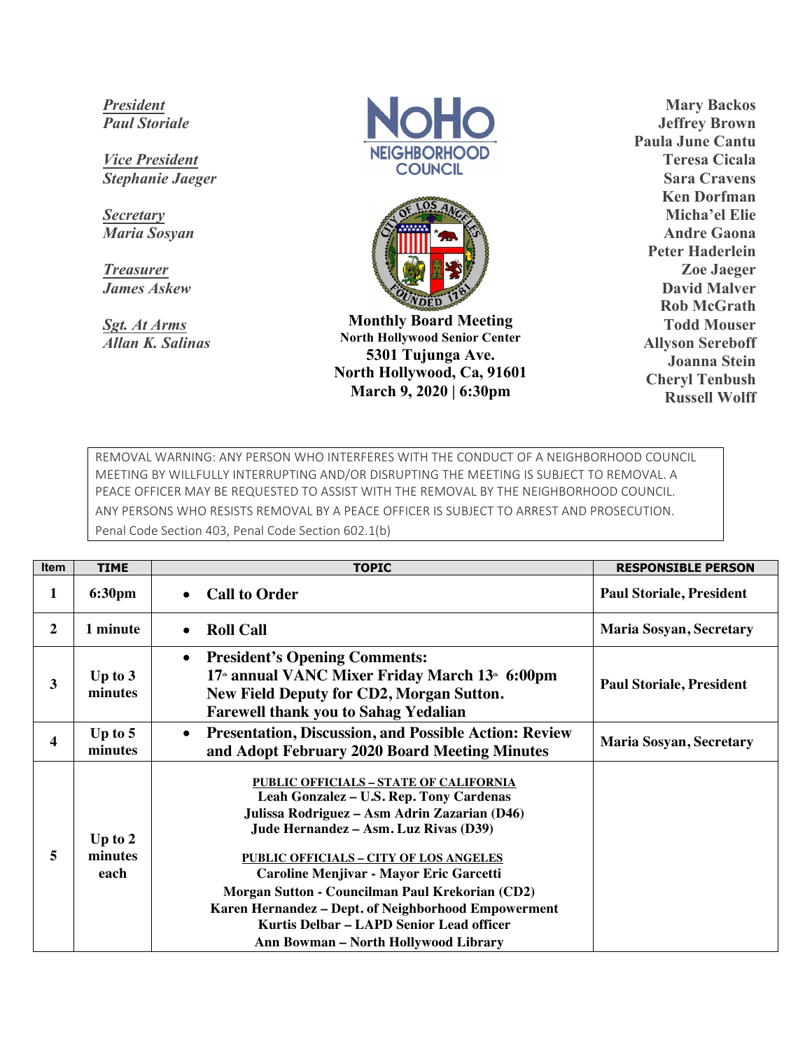*President*
*Paul Storiale*

*Vice President*
*Stephanie Jaeger*

*Secretary*
*Maria Sosyan*

*Treasurer*
*James Askew*

*Sgt. At Arms*
*Allan K. Salinas*

# NoHo NEIGHBORHOOD COUNCIL

**Monthly Board Meeting**
**North Hollywood Senior Center**
**5301 Tujunga Ave.**
**North Hollywood, Ca, 91601**
**March 9, 2020 | 6:30pm**

**Mary Backos**
**Jeffrey Brown**
**Paula June Cantu**
**Teresa Cicala**
**Sara Cravens**
**Ken Dorfman**
**Micha'el Elie**
**Andre Gaona**
**Peter Haderlein**
**Zoe Jaeger**
**David Malver**
**Rob McGrath**
**Todd Mouser**
**Allyson Sereboff**
**Joanna Stein**
**Cheryl Tenbush**
**Russell Wolff**

REMOVAL WARNING: ANY PERSON WHO INTERFERES WITH THE CONDUCT OF A NEIGHBORHOOD COUNCIL MEETING BY WILLFULLY INTERRUPTING AND/OR DISRUPTING THE MEETING IS SUBJECT TO REMOVAL. A PEACE OFFICER MAY BE REQUESTED TO ASSIST WITH THE REMOVAL BY THE NEIGHBORHOOD COUNCIL. ANY PERSONS WHO RESISTS REMOVAL BY A PEACE OFFICER IS SUBJECT TO ARREST AND PROSECUTION. Penal Code Section 403, Penal Code Section 602.1(b)

| Item | TIME | TOPIC | RESPONSIBLE PERSON |
|---|---|---|---|
| 1 | 6:30pm | • **Call to Order** | **Paul Storiale, President** |
| 2 | 1 minute | • **Roll Call** | **Maria Sosyan, Secretary** |
| 3 | Up to 3 minutes | • **President's Opening Comments:** **17th annual VANC Mixer Friday March 13th 6:00pm** **New Field Deputy for CD2, Morgan Sutton.** **Farewell thank you to Sahag Yedalian** | **Paul Storiale, President** |
| 4 | Up to 5 minutes | • **Presentation, Discussion, and Possible Action: Review and Adopt February 2020 Board Meeting Minutes** | **Maria Sosyan, Secretary** |
| 5 | Up to 2 minutes each | **PUBLIC OFFICIALS – STATE OF CALIFORNIA** **Leah Gonzalez – U.S. Rep. Tony Cardenas** **Julissa Rodriguez – Asm Adrin Zazarian (D46)** **Jude Hernandez – Asm. Luz Rivas (D39)** **PUBLIC OFFICIALS – CITY OF LOS ANGELES** **Caroline Menjivar - Mayor Eric Garcetti** **Morgan Sutton - Councilman Paul Krekorian (CD2)** **Karen Hernandez – Dept. of Neighborhood Empowerment** **Kurtis Delbar – LAPD Senior Lead officer** **Ann Bowman – North Hollywood Library** | |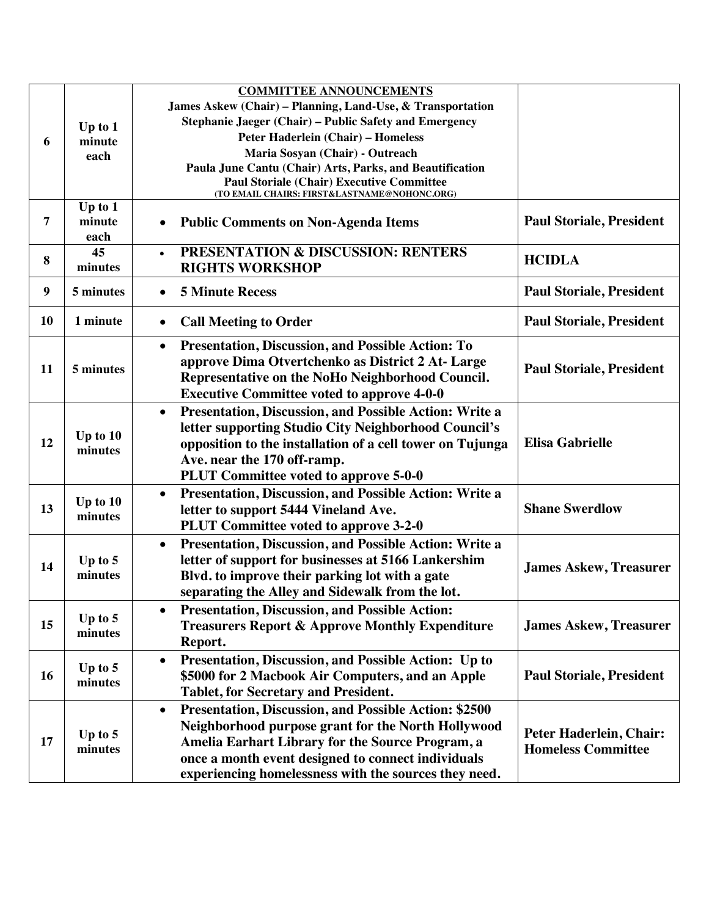| | | | |
|---|---|---|---|
| 6 | Up to 1 minute each | **COMMITTEE ANNOUNCEMENTS**<br>James Askew (Chair) – Planning, Land-Use, & Transportation<br>Stephanie Jaeger (Chair) – Public Safety and Emergency<br>Peter Haderlein (Chair) – Homeless<br>Maria Sosyan (Chair) - Outreach<br>Paula June Cantu (Chair) Arts, Parks, and Beautification<br>Paul Storiale (Chair) Executive Committee<br>(TO EMAIL CHAIRS: FIRST&LASTNAME@NOHONC.ORG) | |
| 7 | Up to 1 minute each | • Public Comments on Non-Agenda Items | Paul Storiale, President |
| 8 | 45 minutes | • PRESENTATION & DISCUSSION: RENTERS RIGHTS WORKSHOP | HCIDLA |
| 9 | 5 minutes | • 5 Minute Recess | Paul Storiale, President |
| 10 | 1 minute | • Call Meeting to Order | Paul Storiale, President |
| 11 | 5 minutes | • Presentation, Discussion, and Possible Action: To approve Dima Otvertchenko as District 2 At- Large Representative on the NoHo Neighborhood Council. Executive Committee voted to approve 4-0-0 | Paul Storiale, President |
| 12 | Up to 10 minutes | • Presentation, Discussion, and Possible Action: Write a letter supporting Studio City Neighborhood Council's opposition to the installation of a cell tower on Tujunga Ave. near the 170 off-ramp.<br>PLUT Committee voted to approve 5-0-0 | Elisa Gabrielle |
| 13 | Up to 10 minutes | • Presentation, Discussion, and Possible Action: Write a letter to support 5444 Vineland Ave.<br>PLUT Committee voted to approve 3-2-0 | Shane Swerdlow |
| 14 | Up to 5 minutes | • Presentation, Discussion, and Possible Action: Write a letter of support for businesses at 5166 Lankershim Blvd. to improve their parking lot with a gate separating the Alley and Sidewalk from the lot. | James Askew, Treasurer |
| 15 | Up to 5 minutes | • Presentation, Discussion, and Possible Action: Treasurers Report & Approve Monthly Expenditure Report. | James Askew, Treasurer |
| 16 | Up to 5 minutes | • Presentation, Discussion, and Possible Action: Up to $5000 for 2 Macbook Air Computers, and an Apple Tablet, for Secretary and President. | Paul Storiale, President |
| 17 | Up to 5 minutes | • Presentation, Discussion, and Possible Action: $2500 Neighborhood purpose grant for the North Hollywood Amelia Earhart Library for the Source Program, a once a month event designed to connect individuals experiencing homelessness with the sources they need. | Peter Haderlein, Chair: Homeless Committee |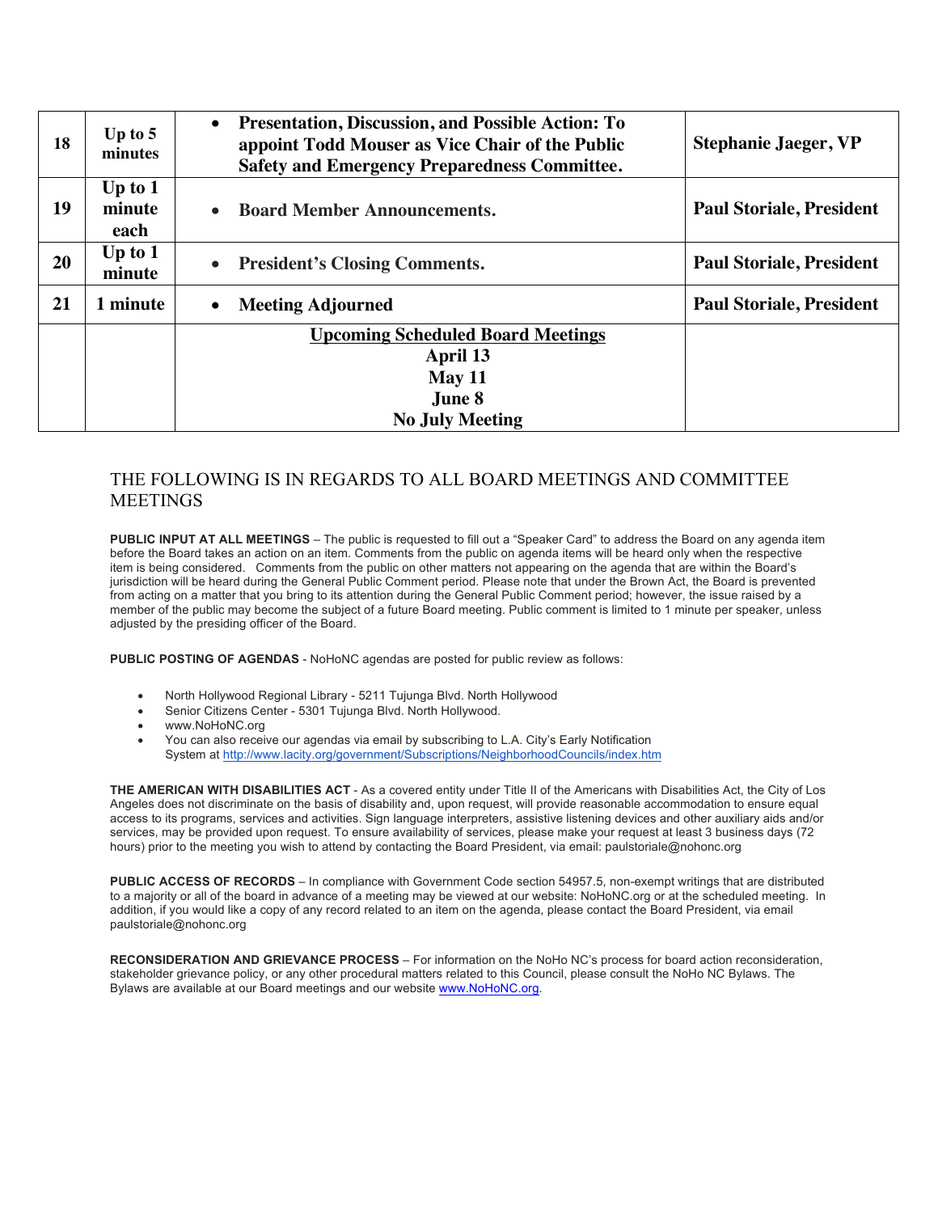| | | | |
|---|---|---|---|
| **18** | **Up to 5 minutes** | • **Presentation, Discussion, and Possible Action: To appoint Todd Mouser as Vice Chair of the Public Safety and Emergency Preparedness Committee.** | **Stephanie Jaeger, VP** |
| **19** | **Up to 1 minute each** | • **Board Member Announcements.** | **Paul Storiale, President** |
| **20** | **Up to 1 minute** | • **President's Closing Comments.** | **Paul Storiale, President** |
| **21** | **1 minute** | • **Meeting Adjourned** | **Paul Storiale, President** |
| | | **Upcoming Scheduled Board Meetings**<br>**April 13**<br>**May 11**<br>**June 8**<br>**No July Meeting** | |

## THE FOLLOWING IS IN REGARDS TO ALL BOARD MEETINGS AND COMMITTEE MEETINGS

**PUBLIC INPUT AT ALL MEETINGS** – The public is requested to fill out a "Speaker Card" to address the Board on any agenda item before the Board takes an action on an item. Comments from the public on agenda items will be heard only when the respective item is being considered. Comments from the public on other matters not appearing on the agenda that are within the Board's jurisdiction will be heard during the General Public Comment period. Please note that under the Brown Act, the Board is prevented from acting on a matter that you bring to its attention during the General Public Comment period; however, the issue raised by a member of the public may become the subject of a future Board meeting. Public comment is limited to 1 minute per speaker, unless adjusted by the presiding officer of the Board.

**PUBLIC POSTING OF AGENDAS** - NoHoNC agendas are posted for public review as follows:

- North Hollywood Regional Library - 5211 Tujunga Blvd. North Hollywood
- Senior Citizens Center - 5301 Tujunga Blvd. North Hollywood.
- www.NoHoNC.org
- You can also receive our agendas via email by subscribing to L.A. City's Early Notification System at http://www.lacity.org/government/Subscriptions/NeighborhoodCouncils/index.htm

**THE AMERICAN WITH DISABILITIES ACT** - As a covered entity under Title II of the Americans with Disabilities Act, the City of Los Angeles does not discriminate on the basis of disability and, upon request, will provide reasonable accommodation to ensure equal access to its programs, services and activities. Sign language interpreters, assistive listening devices and other auxiliary aids and/or services, may be provided upon request. To ensure availability of services, please make your request at least 3 business days (72 hours) prior to the meeting you wish to attend by contacting the Board President, via email: paulstoriale@nohonc.org

**PUBLIC ACCESS OF RECORDS** – In compliance with Government Code section 54957.5, non-exempt writings that are distributed to a majority or all of the board in advance of a meeting may be viewed at our website: NoHoNC.org or at the scheduled meeting. In addition, if you would like a copy of any record related to an item on the agenda, please contact the Board President, via email paulstoriale@nohonc.org

**RECONSIDERATION AND GRIEVANCE PROCESS** – For information on the NoHo NC's process for board action reconsideration, stakeholder grievance policy, or any other procedural matters related to this Council, please consult the NoHo NC Bylaws. The Bylaws are available at our Board meetings and our website www.NoHoNC.org.